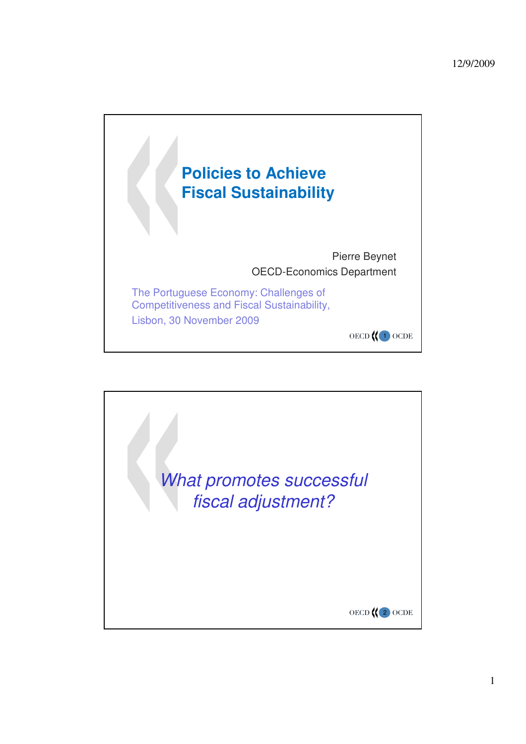# Policies to Achieve Fiscal Sustainability

Pierre Beynet
OECD-Economics Department

The Portuguese Economy: Challenges of Competitiveness and Fiscal Sustainability,
Lisbon, 30 November 2009

## *What promotes successful fiscal adjustment?*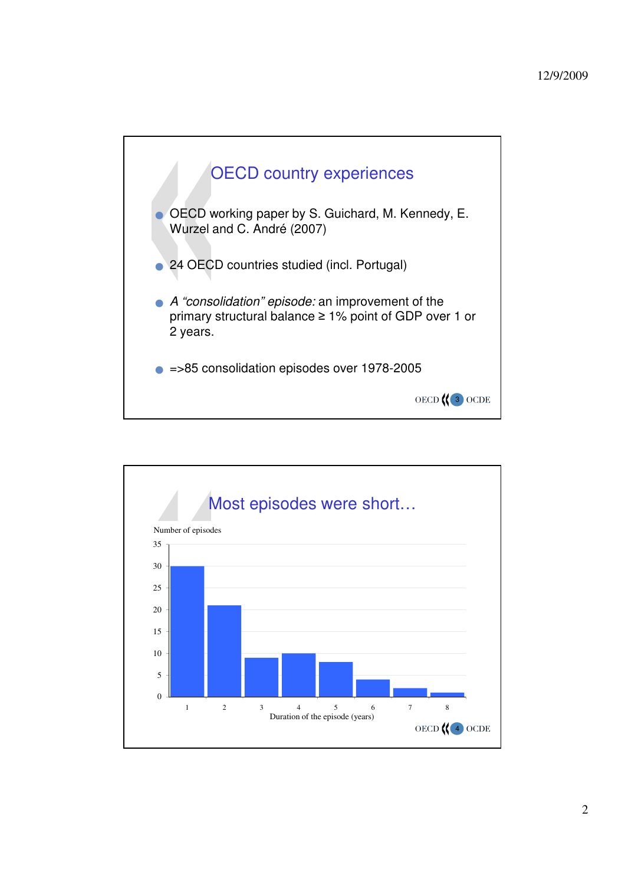## OECD country experiences

- OECD working paper by S. Guichard, M. Kennedy, E. Wurzel and C. André (2007)
- 24 OECD countries studied (incl. Portugal)
- *A "consolidation" episode:* an improvement of the primary structural balance ≥ 1% point of GDP over 1 or 2 years.
- =>85 consolidation episodes over 1978-2005

## Most episodes were short…

Number of episodes

| Duration of the episode (years) | Number of episodes |
|---|---|
| 1 | 30 |
| 2 | 21 |
| 3 | 9 |
| 4 | 10 |
| 5 | 8 |
| 6 | 4 |
| 7 | 2 |
| 8 | 1 |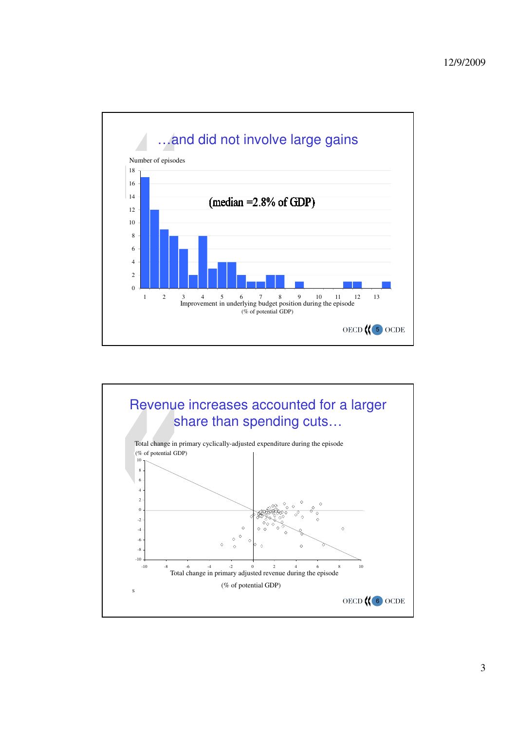## …and did not involve large gains

Number of episodes

(median =2.8% of GDP)

Improvement in underlying budget position during the episode

(% of potential GDP)

## Revenue increases accounted for a larger share than spending cuts…

Total change in primary cyclically-adjusted expenditure during the episode

(% of potential GDP)

Total change in primary adjusted revenue during the episode

(% of potential GDP)

s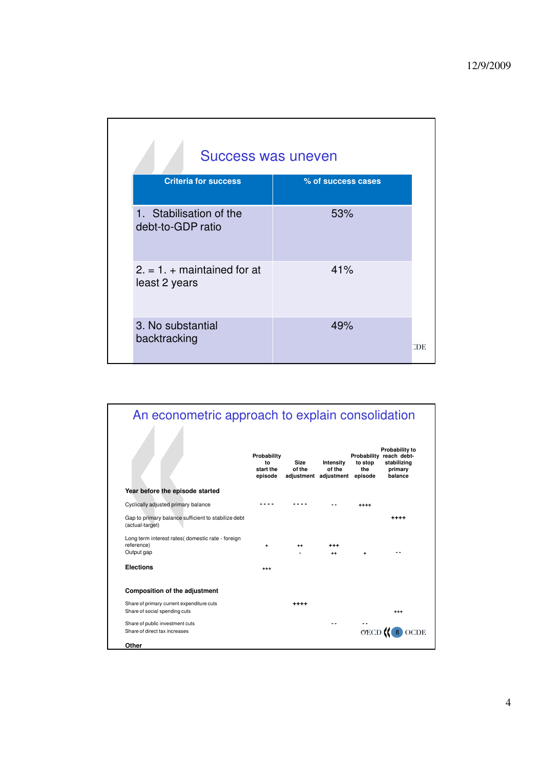## Success was uneven

| Criteria for success | % of success cases |
|---|---|
| 1. Stabilisation of the debt-to-GDP ratio | 53% |
| 2. = 1. + maintained for at least 2 years | 41% |
| 3. No substantial backtracking | 49% |

## An econometric approach to explain consolidation

| | Probability to start the episode | Size of the adjustment | Intensity of the adjustment | Probability to stop the episode | Probability to reach debt-stabilizing primary balance |
|---|---|---|---|---|---|
| **Year before the episode started** | | | | | |
| Cyclically adjusted primary balance | ---- | ---- | -- | ++++ | |
| Gap to primary balance sufficient to stabilize debt (actual-target) | | | | | ++++ |
| Long term interest rates( domestic rate - foreign reference) | + | ++ | +++ | | |
| Output gap | | - | ++ | + | -- |
| **Elections** | +++ | | | | |
| **Composition of the adjustment** | | | | | |
| Share of primary current expenditure cuts | | ++++ | | | |
| Share of social spending cuts | | | | | +++ |
| Share of public investment cuts | | | -- | -- | |
| Share of direct tax increases | | | | | |
| **Other** | | | | | |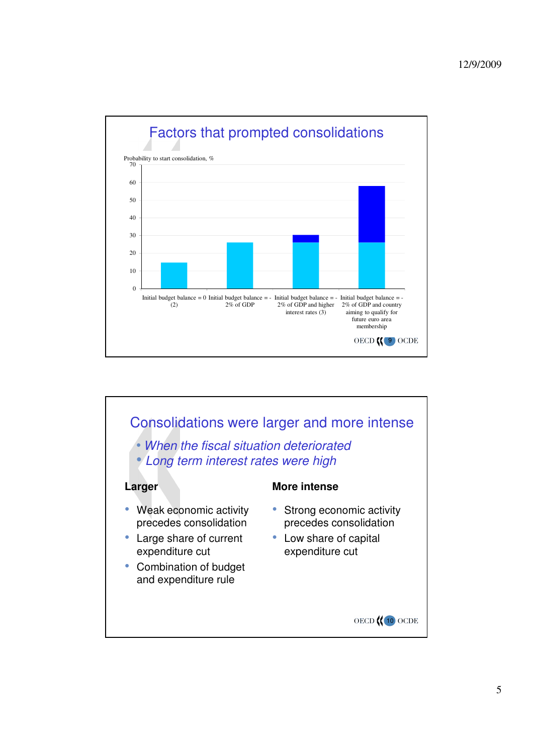## Factors that prompted consolidations

Probability to start consolidation, %

| Scenario | Probability (%) |
|---|---|
| Initial budget balance = 0 (2) | ~15 |
| Initial budget balance = -2% of GDP | ~26 |
| Initial budget balance = -2% of GDP and higher interest rates (3) | ~30 |
| Initial budget balance = -2% of GDP and country aiming to qualify for future euro area membership | ~58 |

## Consolidations were larger and more intense

- *When the fiscal situation deteriorated*
- *Long term interest rates were high*

**Larger**

- Weak economic activity precedes consolidation
- Large share of current expenditure cut
- Combination of budget and expenditure rule

**More intense**

- Strong economic activity precedes consolidation
- Low share of capital expenditure cut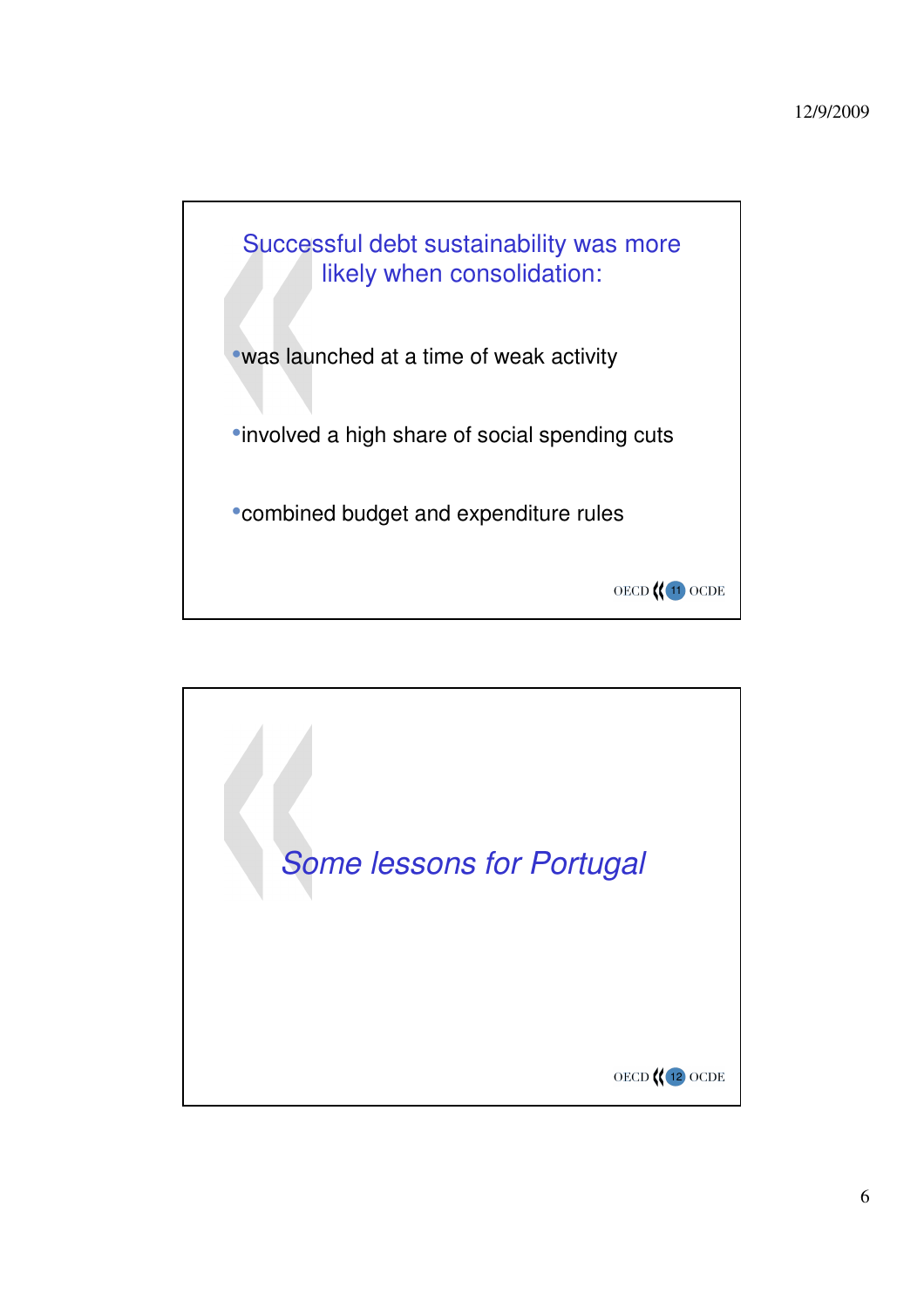## Successful debt sustainability was more likely when consolidation:

- was launched at a time of weak activity
- involved a high share of social spending cuts
- combined budget and expenditure rules

## *Some lessons for Portugal*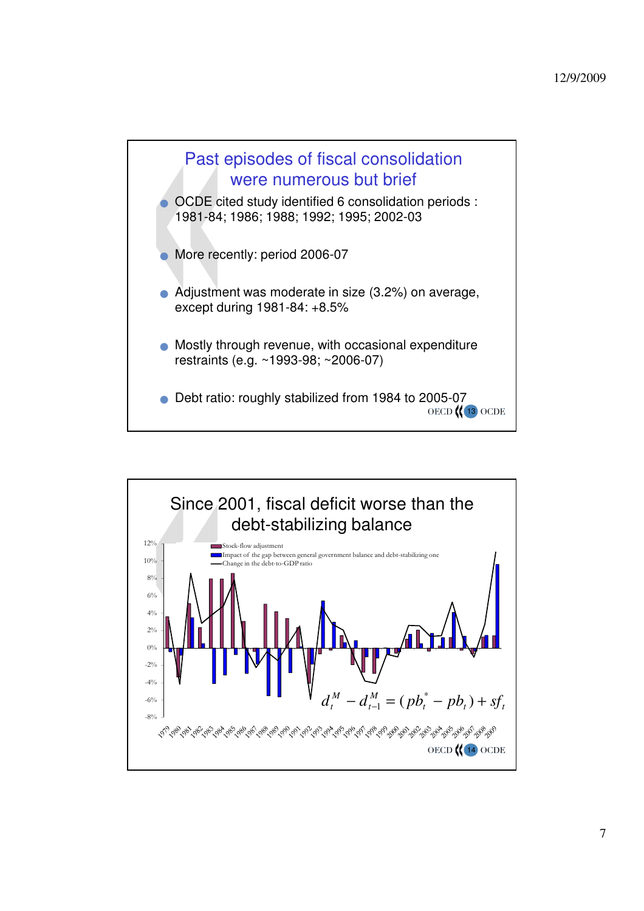## Past episodes of fiscal consolidation were numerous but brief

- OCDE cited study identified 6 consolidation periods : 1981-84; 1986; 1988; 1992; 1995; 2002-03
- More recently: period 2006-07
- Adjustment was moderate in size (3.2%) on average, except during 1981-84: +8.5%
- Mostly through revenue, with occasional expenditure restraints (e.g. ~1993-98; ~2006-07)
- Debt ratio: roughly stabilized from 1984 to 2005-07

## Since 2001, fiscal deficit worse than the debt-stabilizing balance

Legend:
- Stock-flow adjustment
- Impact of the gap between general government balance and debt-stabilizing one
- Change in the debt-to-GDP ratio

$$d_t^M - d_{t-1}^M = (pb_t^* - pb_t) + sf_t$$

Y-axis: -8% to 12%. X-axis: 1979 to 2009.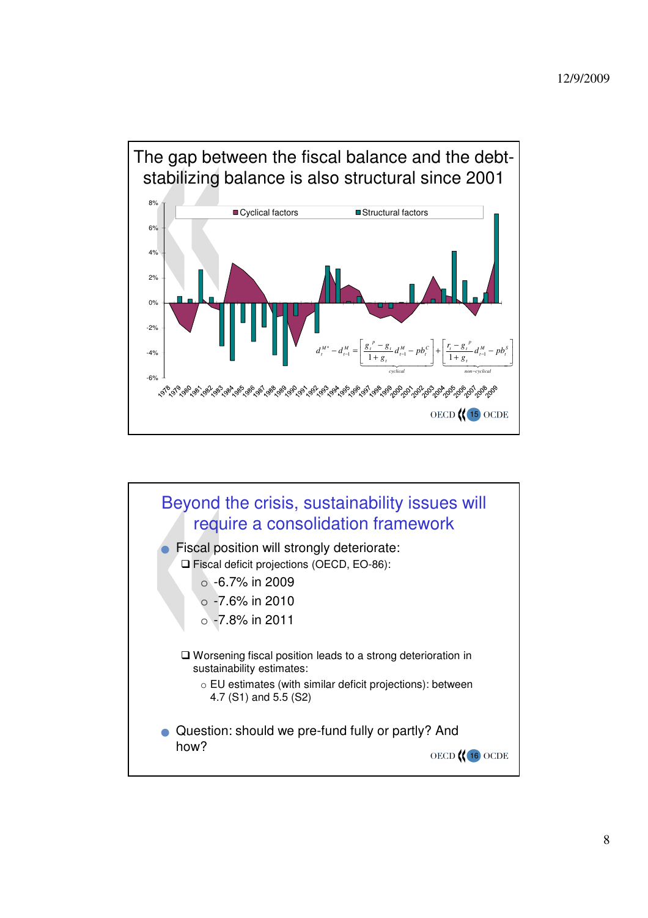## The gap between the fiscal balance and the debt-stabilizing balance is also structural since 2001

Cyclical factors | Structural factors

$$d_t^{M*} - d_{t-1}^{M} = \underbrace{\left[\frac{g_t^{\,p} - g_t}{1+g_t} d_{t-1}^{M} - pb_t^{C}\right]}_{cyclical} + \underbrace{\left[\frac{r_t - g_t^{\,p}}{1+g_t} d_{t-1}^{M} - pb_t^{S}\right]}_{non-cyclical}$$

## Beyond the crisis, sustainability issues will require a consolidation framework

- Fiscal position will strongly deteriorate:
  - Fiscal deficit projections (OECD, EO-86):
    - -6.7% in 2009
    - -7.6% in 2010
    - -7.8% in 2011
  - Worsening fiscal position leads to a strong deterioration in sustainability estimates:
    - EU estimates (with similar deficit projections): between 4.7 (S1) and 5.5 (S2)
- Question: should we pre-fund fully or partly? And how?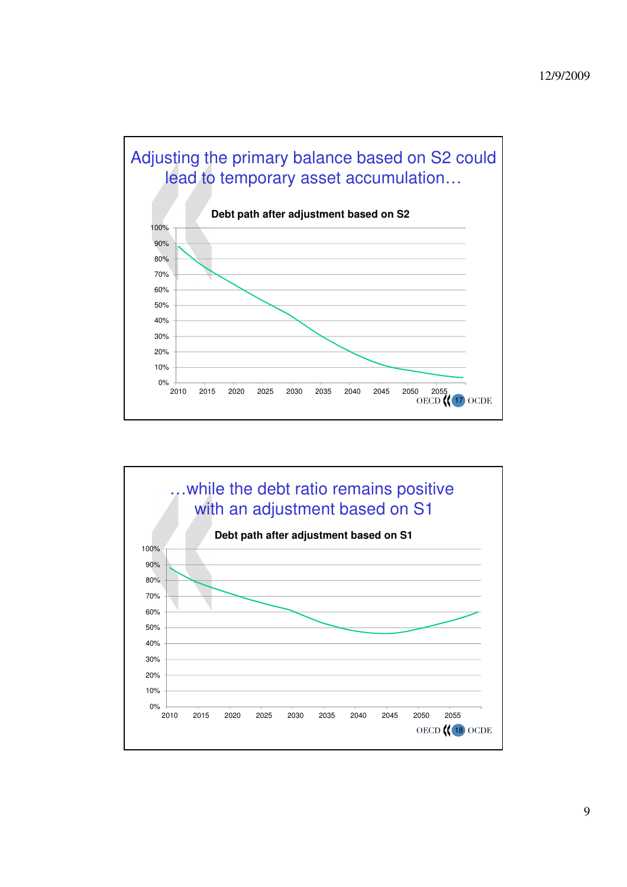## Adjusting the primary balance based on S2 could lead to temporary asset accumulation…

**Debt path after adjustment based on S2**

100%
90%
80%
70%
60%
50%
40%
30%
20%
10%
0%

2010 2015 2020 2025 2030 2035 2040 2045 2050 2055

OECD 17 OCDE

## …while the debt ratio remains positive with an adjustment based on S1

**Debt path after adjustment based on S1**

100%
90%
80%
70%
60%
50%
40%
30%
20%
10%
0%

2010 2015 2020 2025 2030 2035 2040 2045 2050 2055

OECD 18 OCDE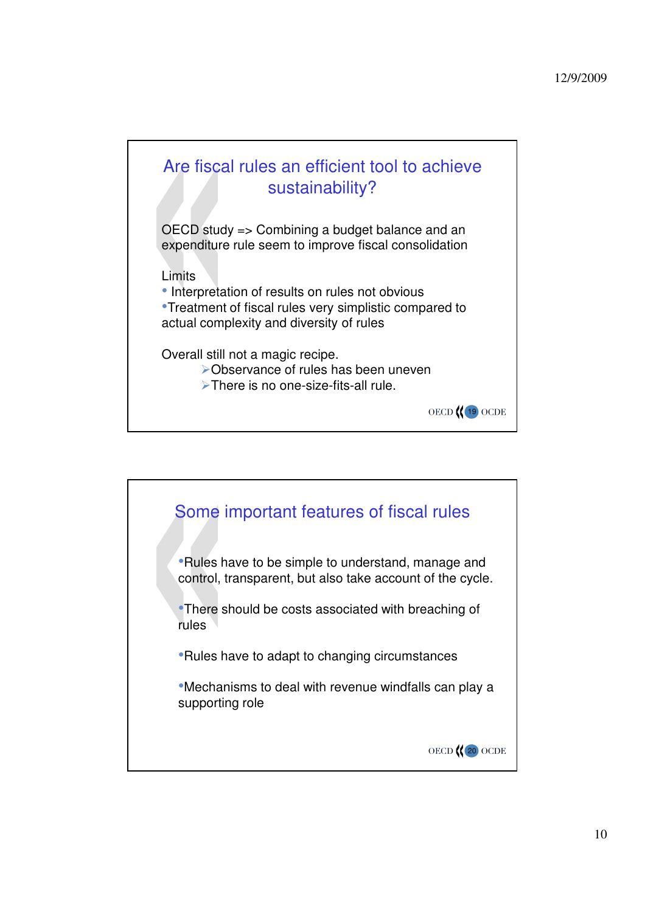## Are fiscal rules an efficient tool to achieve sustainability?

OECD study => Combining a budget balance and an expenditure rule seem to improve fiscal consolidation

Limits

- Interpretation of results on rules not obvious
- Treatment of fiscal rules very simplistic compared to actual complexity and diversity of rules

Overall still not a magic recipe.

- Observance of rules has been uneven
- There is no one-size-fits-all rule.

## Some important features of fiscal rules

- Rules have to be simple to understand, manage and control, transparent, but also take account of the cycle.
- There should be costs associated with breaching of rules
- Rules have to adapt to changing circumstances
- Mechanisms to deal with revenue windfalls can play a supporting role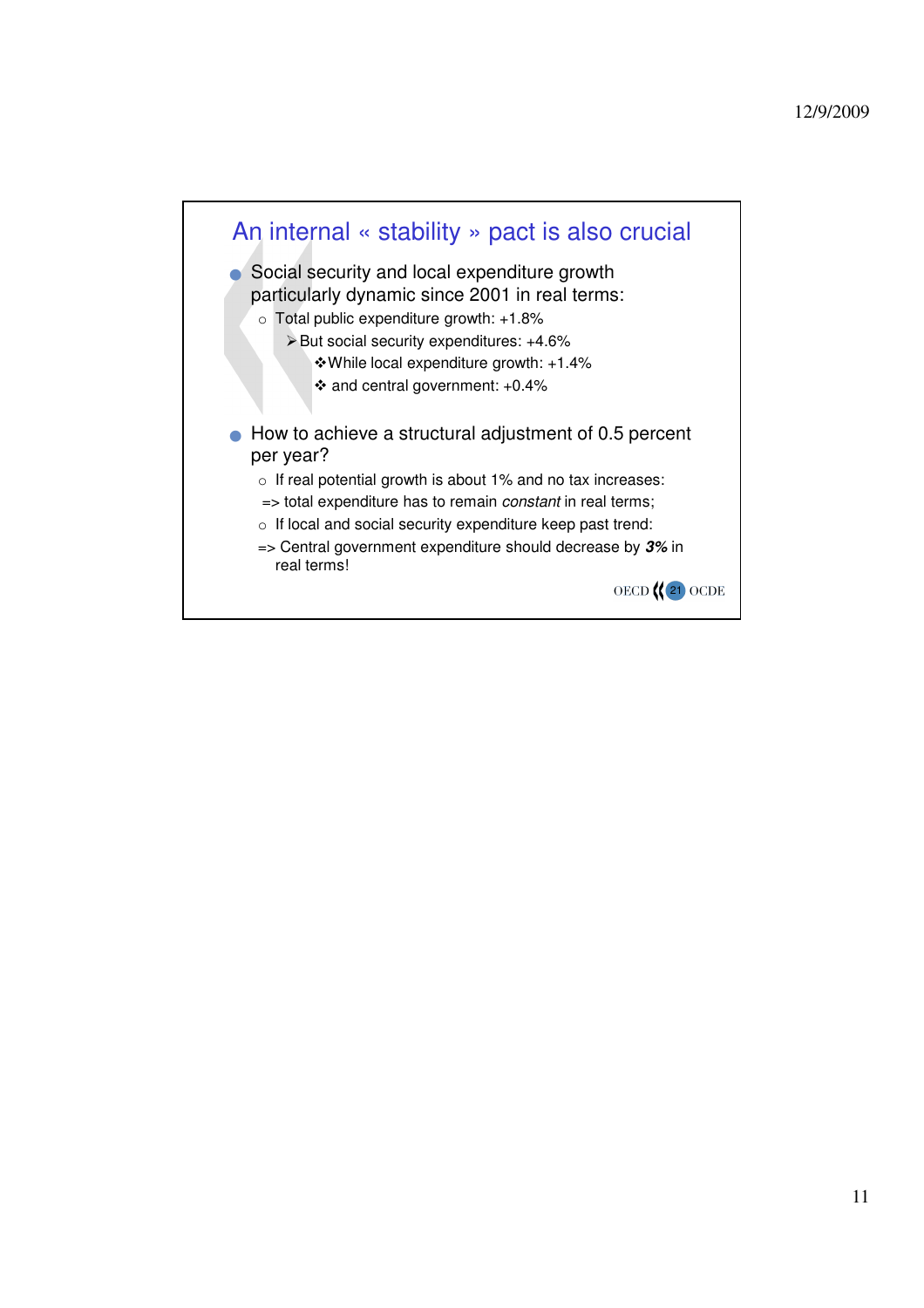# An internal « stability » pact is also crucial

- Social security and local expenditure growth particularly dynamic since 2001 in real terms:
  - Total public expenditure growth: +1.8%
    - But social security expenditures: +4.6%
      - While local expenditure growth: +1.4%
      - and central government: +0.4%

- How to achieve a structural adjustment of 0.5 percent per year?
  - If real potential growth is about 1% and no tax increases:

    => total expenditure has to remain *constant* in real terms;
  - If local and social security expenditure keep past trend:

    => Central government expenditure should decrease by ***3%*** in real terms!